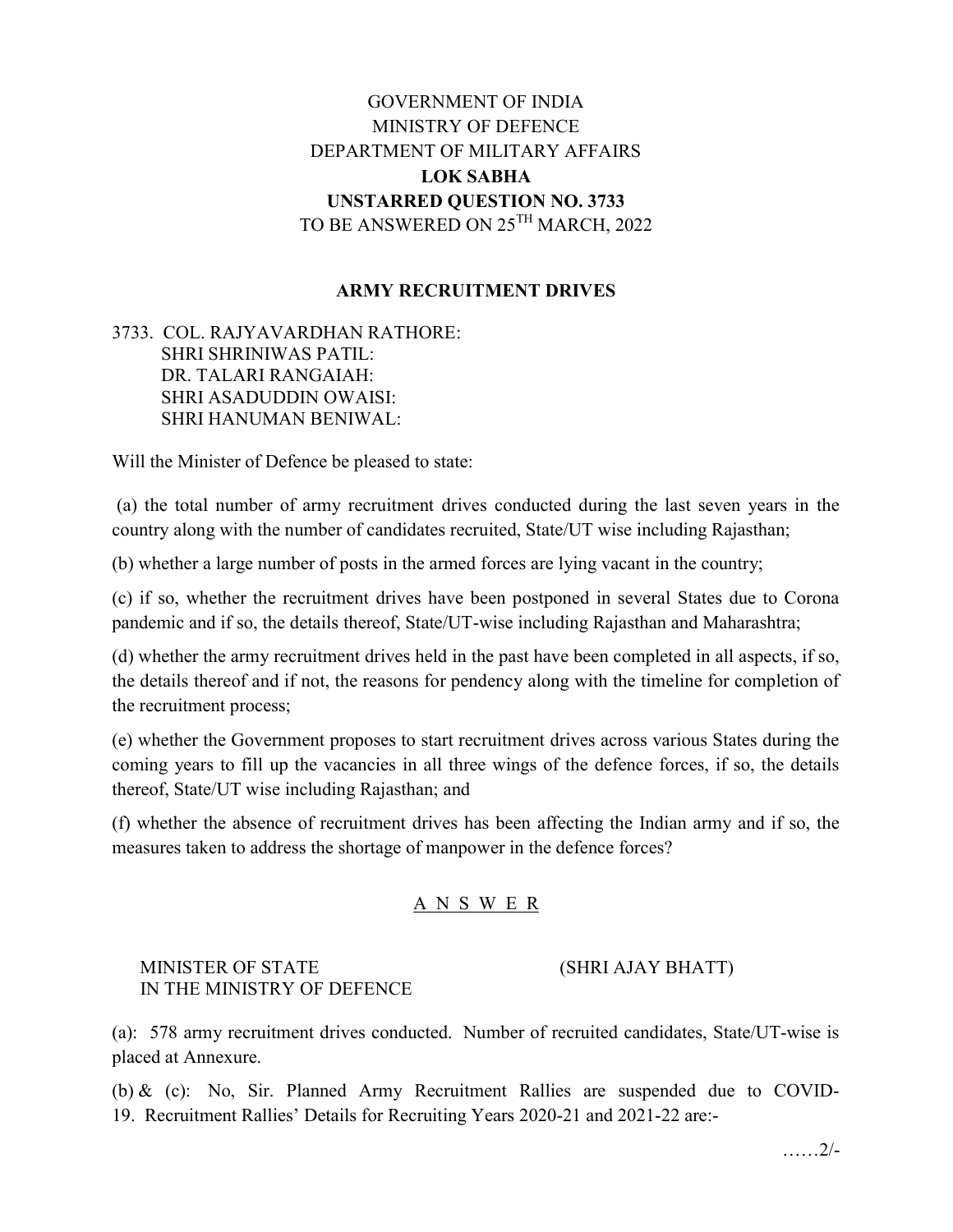GOVERNMENT OF INDIA
MINISTRY OF DEFENCE
DEPARTMENT OF MILITARY AFFAIRS

**LOK SABHA**

**UNSTARRED QUESTION NO. 3733**

TO BE ANSWERED ON 25TH MARCH, 2022

## ARMY RECRUITMENT DRIVES

3733. COL. RAJYAVARDHAN RATHORE:
SHRI SHRINIWAS PATIL:
DR. TALARI RANGAIAH:
SHRI ASADUDDIN OWAISI:
SHRI HANUMAN BENIWAL:

Will the Minister of Defence be pleased to state:

(a) the total number of army recruitment drives conducted during the last seven years in the country along with the number of candidates recruited, State/UT wise including Rajasthan;

(b) whether a large number of posts in the armed forces are lying vacant in the country;

(c) if so, whether the recruitment drives have been postponed in several States due to Corona pandemic and if so, the details thereof, State/UT-wise including Rajasthan and Maharashtra;

(d) whether the army recruitment drives held in the past have been completed in all aspects, if so, the details thereof and if not, the reasons for pendency along with the timeline for completion of the recruitment process;

(e) whether the Government proposes to start recruitment drives across various States during the coming years to fill up the vacancies in all three wings of the defence forces, if so, the details thereof, State/UT wise including Rajasthan; and

(f) whether the absence of recruitment drives has been affecting the Indian army and if so, the measures taken to address the shortage of manpower in the defence forces?

## A N S W E R

MINISTER OF STATE IN THE MINISTRY OF DEFENCE (SHRI AJAY BHATT)

(a): 578 army recruitment drives conducted. Number of recruited candidates, State/UT-wise is placed at Annexure.

(b) & (c): No, Sir. Planned Army Recruitment Rallies are suspended due to COVID-19. Recruitment Rallies' Details for Recruiting Years 2020-21 and 2021-22 are:-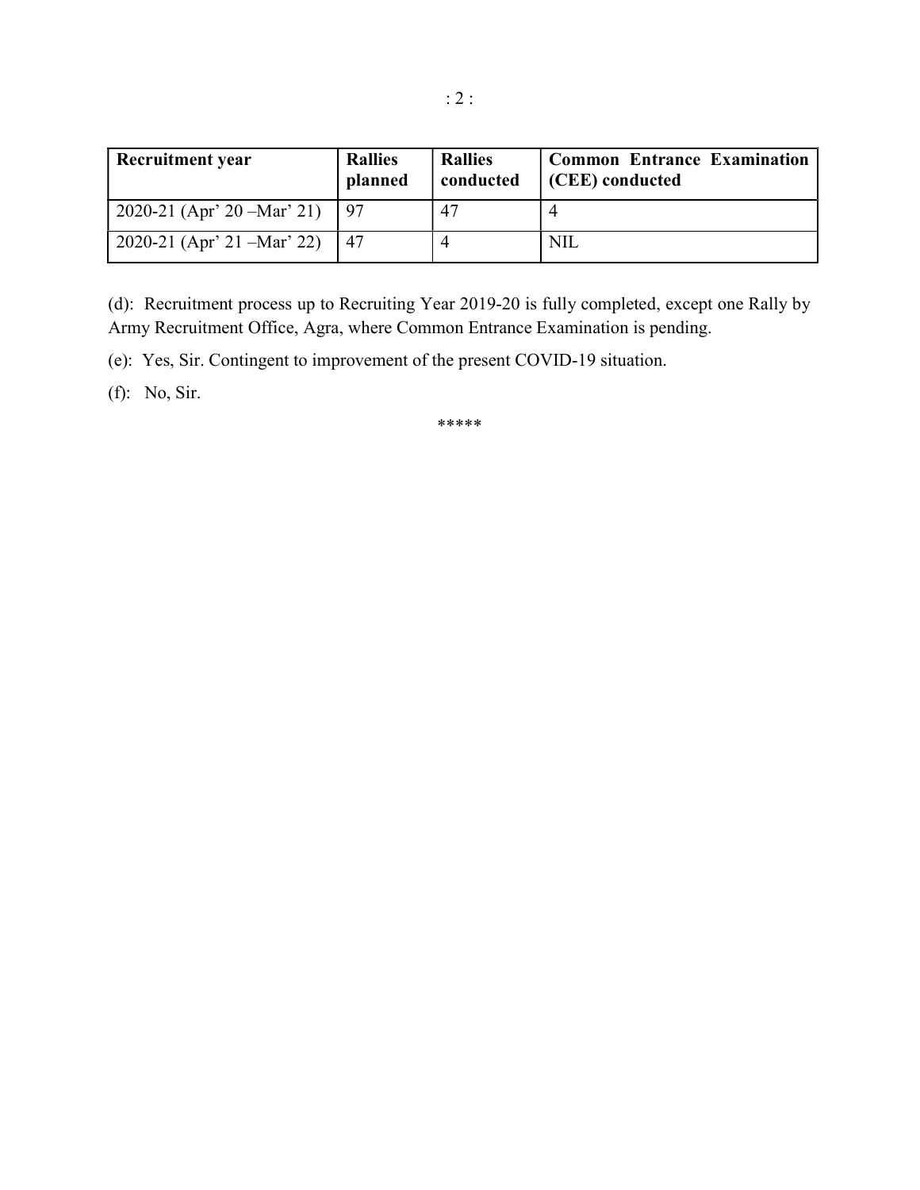| Recruitment year | Rallies planned | Rallies conducted | Common Entrance Examination (CEE) conducted |
|---|---|---|---|
| 2020-21 (Apr' 20 –Mar' 21) | 97 | 47 | 4 |
| 2020-21 (Apr' 21 –Mar' 22) | 47 | 4 | NIL |

(d): Recruitment process up to Recruiting Year 2019-20 is fully completed, except one Rally by Army Recruitment Office, Agra, where Common Entrance Examination is pending.

(e): Yes, Sir. Contingent to improvement of the present COVID-19 situation.

(f): No, Sir.

*****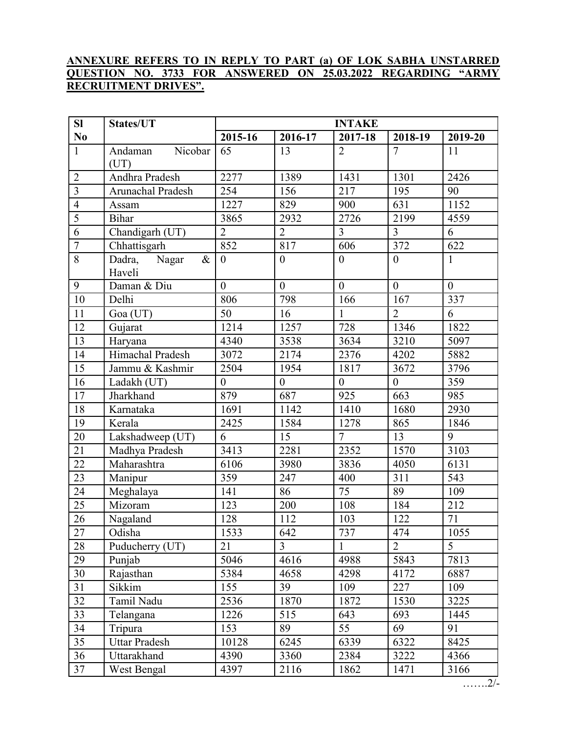**ANNEXURE REFERS TO IN REPLY TO PART (a) OF LOK SABHA UNSTARRED QUESTION NO. 3733 FOR ANSWERED ON 25.03.2022 REGARDING "ARMY RECRUITMENT DRIVES".**

| Sl No | States/UT | INTAKE | | | | |
|---|---|---|---|---|---|---|
| | | 2015-16 | 2016-17 | 2017-18 | 2018-19 | 2019-20 |
| 1 | Andaman Nicobar (UT) | 65 | 13 | 2 | 7 | 11 |
| 2 | Andhra Pradesh | 2277 | 1389 | 1431 | 1301 | 2426 |
| 3 | Arunachal Pradesh | 254 | 156 | 217 | 195 | 90 |
| 4 | Assam | 1227 | 829 | 900 | 631 | 1152 |
| 5 | Bihar | 3865 | 2932 | 2726 | 2199 | 4559 |
| 6 | Chandigarh (UT) | 2 | 2 | 3 | 3 | 6 |
| 7 | Chhattisgarh | 852 | 817 | 606 | 372 | 622 |
| 8 | Dadra, Nagar & Haveli | 0 | 0 | 0 | 0 | 1 |
| 9 | Daman & Diu | 0 | 0 | 0 | 0 | 0 |
| 10 | Delhi | 806 | 798 | 166 | 167 | 337 |
| 11 | Goa (UT) | 50 | 16 | 1 | 2 | 6 |
| 12 | Gujarat | 1214 | 1257 | 728 | 1346 | 1822 |
| 13 | Haryana | 4340 | 3538 | 3634 | 3210 | 5097 |
| 14 | Himachal Pradesh | 3072 | 2174 | 2376 | 4202 | 5882 |
| 15 | Jammu & Kashmir | 2504 | 1954 | 1817 | 3672 | 3796 |
| 16 | Ladakh (UT) | 0 | 0 | 0 | 0 | 359 |
| 17 | Jharkhand | 879 | 687 | 925 | 663 | 985 |
| 18 | Karnataka | 1691 | 1142 | 1410 | 1680 | 2930 |
| 19 | Kerala | 2425 | 1584 | 1278 | 865 | 1846 |
| 20 | Lakshadweep (UT) | 6 | 15 | 7 | 13 | 9 |
| 21 | Madhya Pradesh | 3413 | 2281 | 2352 | 1570 | 3103 |
| 22 | Maharashtra | 6106 | 3980 | 3836 | 4050 | 6131 |
| 23 | Manipur | 359 | 247 | 400 | 311 | 543 |
| 24 | Meghalaya | 141 | 86 | 75 | 89 | 109 |
| 25 | Mizoram | 123 | 200 | 108 | 184 | 212 |
| 26 | Nagaland | 128 | 112 | 103 | 122 | 71 |
| 27 | Odisha | 1533 | 642 | 737 | 474 | 1055 |
| 28 | Puducherry (UT) | 21 | 3 | 1 | 2 | 5 |
| 29 | Punjab | 5046 | 4616 | 4988 | 5843 | 7813 |
| 30 | Rajasthan | 5384 | 4658 | 4298 | 4172 | 6887 |
| 31 | Sikkim | 155 | 39 | 109 | 227 | 109 |
| 32 | Tamil Nadu | 2536 | 1870 | 1872 | 1530 | 3225 |
| 33 | Telangana | 1226 | 515 | 643 | 693 | 1445 |
| 34 | Tripura | 153 | 89 | 55 | 69 | 91 |
| 35 | Uttar Pradesh | 10128 | 6245 | 6339 | 6322 | 8425 |
| 36 | Uttarakhand | 4390 | 3360 | 2384 | 3222 | 4366 |
| 37 | West Bengal | 4397 | 2116 | 1862 | 1471 | 3166 |

…….2/-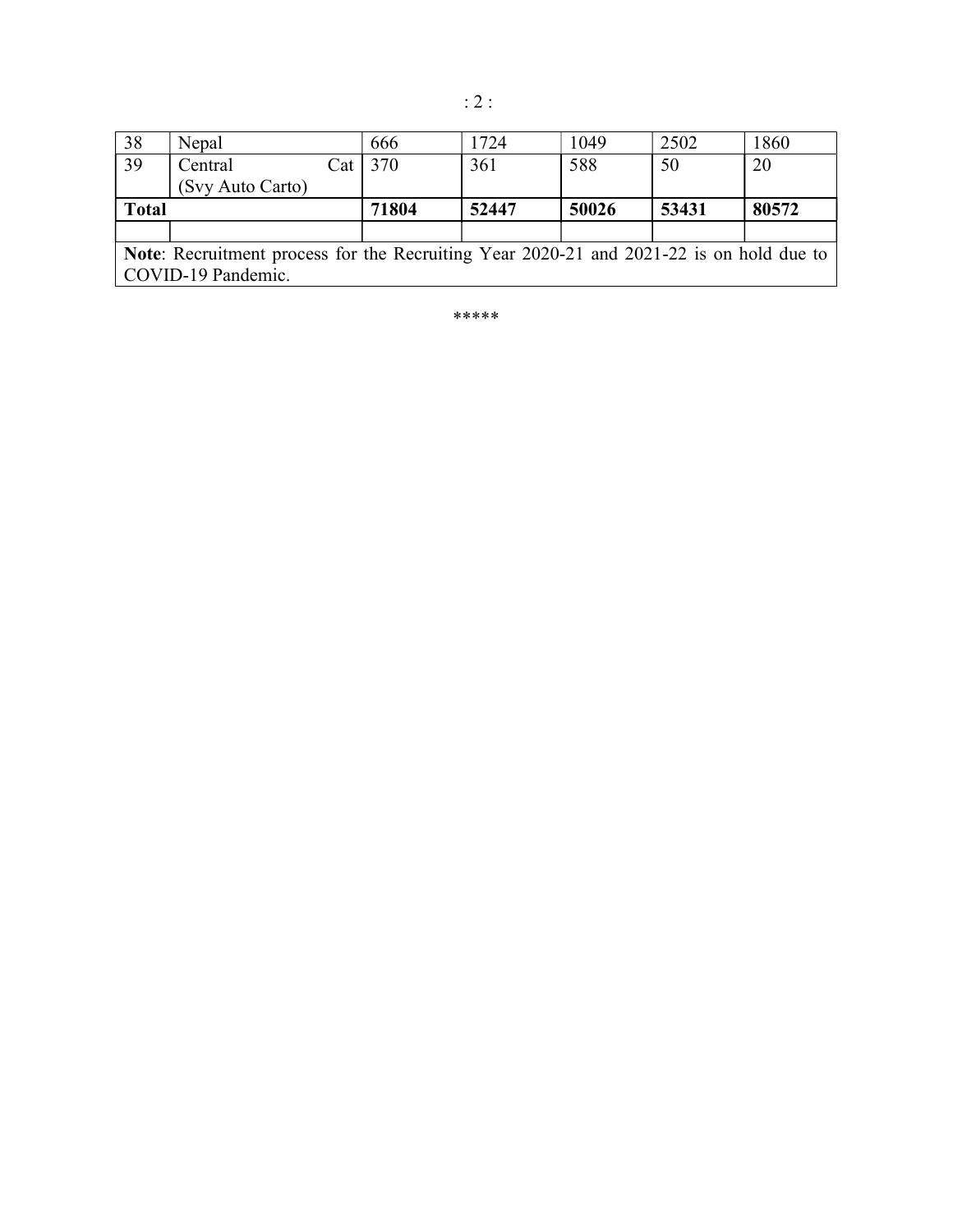| | | | | | | |
|---|---|---|---|---|---|---|
| 38 | Nepal | 666 | 1724 | 1049 | 2502 | 1860 |
| 39 | Central Cat (Svy Auto Carto) | 370 | 361 | 588 | 50 | 20 |
| **Total** | | **71804** | **52447** | **50026** | **53431** | **80572** |
| | | | | | | |

**Note**: Recruitment process for the Recruiting Year 2020-21 and 2021-22 is on hold due to COVID-19 Pandemic.

*****